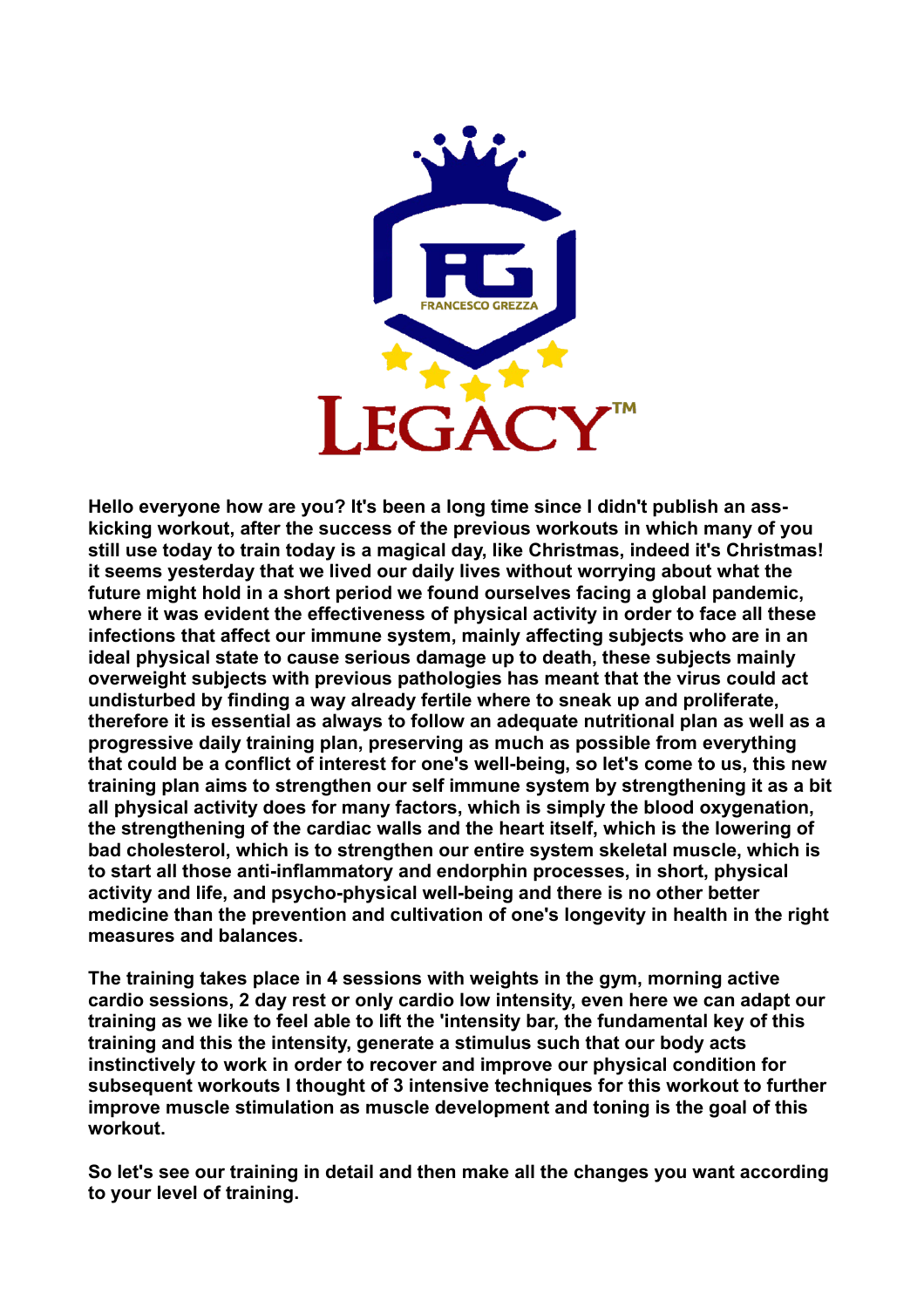FRANCESCO GREZZA

LEGACY™

**Hello everyone how are you? It's been a long time since I didn't publish an ass-kicking workout, after the success of the previous workouts in which many of you still use today to train today is a magical day, like Christmas, indeed it's Christmas! it seems yesterday that we lived our daily lives without worrying about what the future might hold in a short period we found ourselves facing a global pandemic, where it was evident the effectiveness of physical activity in order to face all these infections that affect our immune system, mainly affecting subjects who are in an ideal physical state to cause serious damage up to death, these subjects mainly overweight subjects with previous pathologies has meant that the virus could act undisturbed by finding a way already fertile where to sneak up and proliferate, therefore it is essential as always to follow an adequate nutritional plan as well as a progressive daily training plan, preserving as much as possible from everything that could be a conflict of interest for one's well-being, so let's come to us, this new training plan aims to strengthen our self immune system by strengthening it as a bit all physical activity does for many factors, which is simply the blood oxygenation, the strengthening of the cardiac walls and the heart itself, which is the lowering of bad cholesterol, which is to strengthen our entire system skeletal muscle, which is to start all those anti-inflammatory and endorphin processes, in short, physical activity and life, and psycho-physical well-being and there is no other better medicine than the prevention and cultivation of one's longevity in health in the right measures and balances.**

**The training takes place in 4 sessions with weights in the gym, morning active cardio sessions, 2 day rest or only cardio low intensity, even here we can adapt our training as we like to feel able to lift the 'intensity bar, the fundamental key of this training and this the intensity, generate a stimulus such that our body acts instinctively to work in order to recover and improve our physical condition for subsequent workouts I thought of 3 intensive techniques for this workout to further improve muscle stimulation as muscle development and toning is the goal of this workout.**

**So let's see our training in detail and then make all the changes you want according to your level of training.**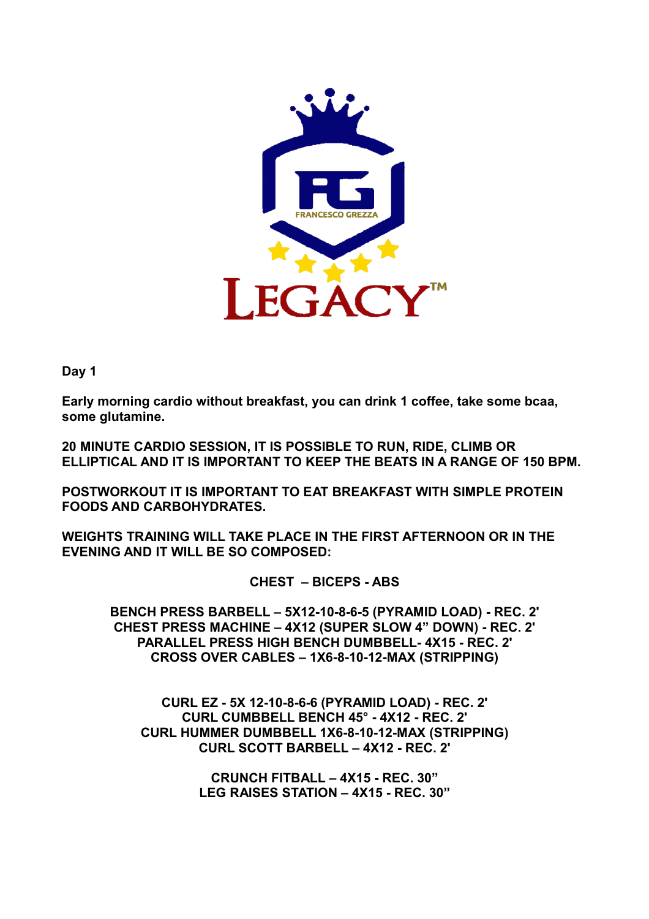**Day 1**

**Early morning cardio without breakfast, you can drink 1 coffee, take some bcaa, some glutamine.**

**20 MINUTE CARDIO SESSION, IT IS POSSIBLE TO RUN, RIDE, CLIMB OR ELLIPTICAL AND IT IS IMPORTANT TO KEEP THE BEATS IN A RANGE OF 150 BPM.**

**POSTWORKOUT IT IS IMPORTANT TO EAT BREAKFAST WITH SIMPLE PROTEIN FOODS AND CARBOHYDRATES.**

**WEIGHTS TRAINING WILL TAKE PLACE IN THE FIRST AFTERNOON OR IN THE EVENING AND IT WILL BE SO COMPOSED:**

**CHEST – BICEPS - ABS**

**BENCH PRESS BARBELL – 5X12-10-8-6-5 (PYRAMID LOAD) - REC. 2'**
**CHEST PRESS MACHINE – 4X12 (SUPER SLOW 4" DOWN) - REC. 2'**
**PARALLEL PRESS HIGH BENCH DUMBBELL- 4X15 - REC. 2'**
**CROSS OVER CABLES – 1X6-8-10-12-MAX (STRIPPING)**

**CURL EZ - 5X 12-10-8-6-6 (PYRAMID LOAD) - REC. 2'**
**CURL CUMBBELL BENCH 45° - 4X12 - REC. 2'**
**CURL HUMMER DUMBBELL 1X6-8-10-12-MAX (STRIPPING)**
**CURL SCOTT BARBELL – 4X12 - REC. 2'**

**CRUNCH FITBALL – 4X15 - REC. 30"**
**LEG RAISES STATION – 4X15 - REC. 30"**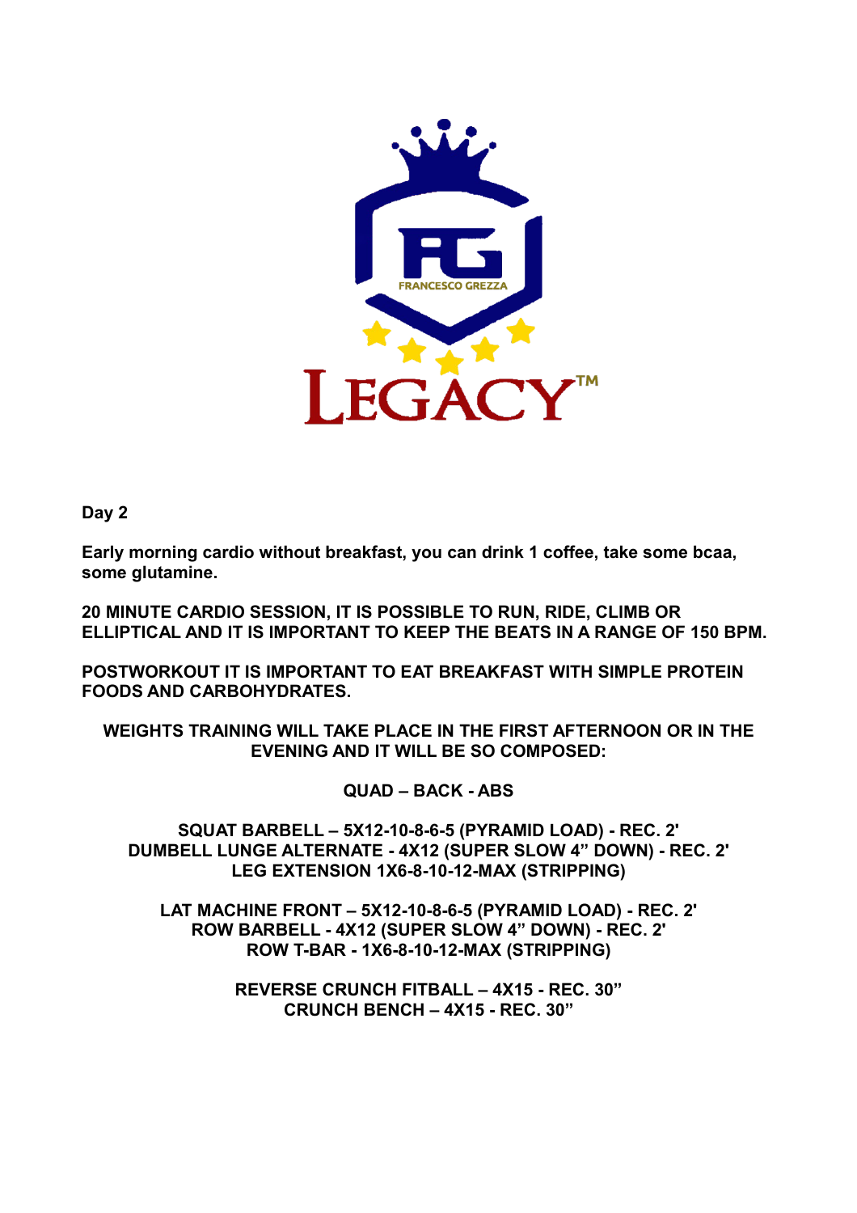**Day 2**

**Early morning cardio without breakfast, you can drink 1 coffee, take some bcaa, some glutamine.**

**20 MINUTE CARDIO SESSION, IT IS POSSIBLE TO RUN, RIDE, CLIMB OR ELLIPTICAL AND IT IS IMPORTANT TO KEEP THE BEATS IN A RANGE OF 150 BPM.**

**POSTWORKOUT IT IS IMPORTANT TO EAT BREAKFAST WITH SIMPLE PROTEIN FOODS AND CARBOHYDRATES.**

**WEIGHTS TRAINING WILL TAKE PLACE IN THE FIRST AFTERNOON OR IN THE EVENING AND IT WILL BE SO COMPOSED:**

**QUAD – BACK - ABS**

**SQUAT BARBELL – 5X12-10-8-6-5 (PYRAMID LOAD) - REC. 2'**
**DUMBELL LUNGE ALTERNATE - 4X12 (SUPER SLOW 4" DOWN) - REC. 2'**
**LEG EXTENSION 1X6-8-10-12-MAX (STRIPPING)**

**LAT MACHINE FRONT – 5X12-10-8-6-5 (PYRAMID LOAD) - REC. 2'**
**ROW BARBELL - 4X12 (SUPER SLOW 4" DOWN) - REC. 2'**
**ROW T-BAR - 1X6-8-10-12-MAX (STRIPPING)**

**REVERSE CRUNCH FITBALL – 4X15 - REC. 30"**
**CRUNCH BENCH – 4X15 - REC. 30"**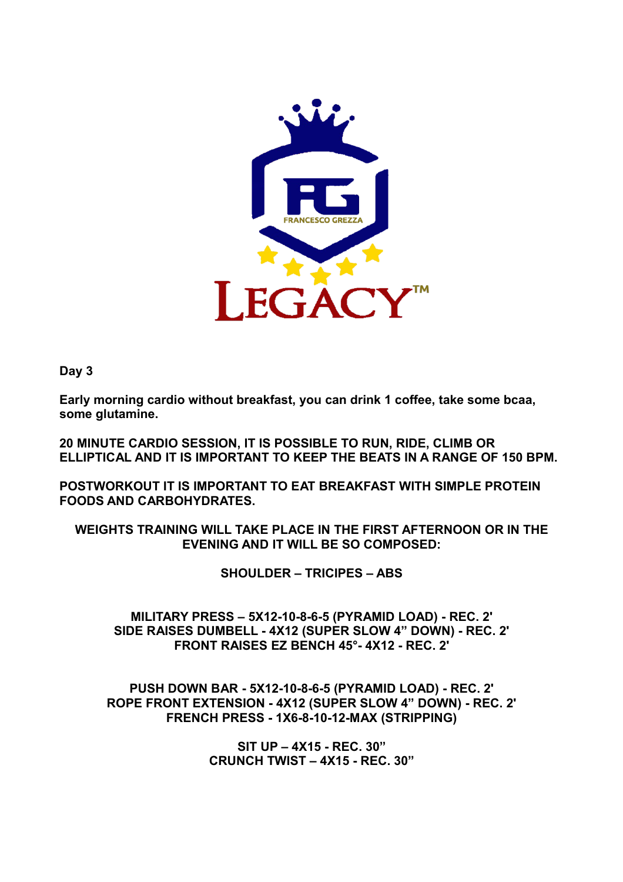**Day 3**

**Early morning cardio without breakfast, you can drink 1 coffee, take some bcaa, some glutamine.**

**20 MINUTE CARDIO SESSION, IT IS POSSIBLE TO RUN, RIDE, CLIMB OR ELLIPTICAL AND IT IS IMPORTANT TO KEEP THE BEATS IN A RANGE OF 150 BPM.**

**POSTWORKOUT IT IS IMPORTANT TO EAT BREAKFAST WITH SIMPLE PROTEIN FOODS AND CARBOHYDRATES.**

**WEIGHTS TRAINING WILL TAKE PLACE IN THE FIRST AFTERNOON OR IN THE EVENING AND IT WILL BE SO COMPOSED:**

**SHOULDER – TRICIPES – ABS**

**MILITARY PRESS – 5X12-10-8-6-5 (PYRAMID LOAD) - REC. 2'**
**SIDE RAISES DUMBELL - 4X12 (SUPER SLOW 4" DOWN) - REC. 2'**
**FRONT RAISES EZ BENCH 45°- 4X12 - REC. 2'**

**PUSH DOWN BAR - 5X12-10-8-6-5 (PYRAMID LOAD) - REC. 2'**
**ROPE FRONT EXTENSION - 4X12 (SUPER SLOW 4" DOWN) - REC. 2'**
**FRENCH PRESS - 1X6-8-10-12-MAX (STRIPPING)**

**SIT UP – 4X15 - REC. 30"**
**CRUNCH TWIST – 4X15 - REC. 30"**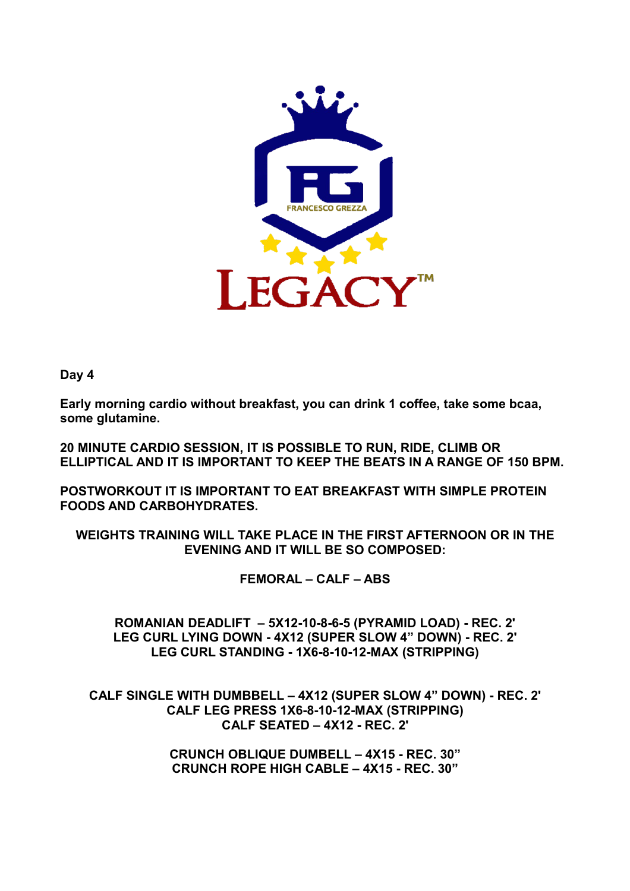**Day 4**

**Early morning cardio without breakfast, you can drink 1 coffee, take some bcaa, some glutamine.**

**20 MINUTE CARDIO SESSION, IT IS POSSIBLE TO RUN, RIDE, CLIMB OR ELLIPTICAL AND IT IS IMPORTANT TO KEEP THE BEATS IN A RANGE OF 150 BPM.**

**POSTWORKOUT IT IS IMPORTANT TO EAT BREAKFAST WITH SIMPLE PROTEIN FOODS AND CARBOHYDRATES.**

**WEIGHTS TRAINING WILL TAKE PLACE IN THE FIRST AFTERNOON OR IN THE EVENING AND IT WILL BE SO COMPOSED:**

**FEMORAL – CALF – ABS**

**ROMANIAN DEADLIFT – 5X12-10-8-6-5 (PYRAMID LOAD) - REC. 2'**
**LEG CURL LYING DOWN - 4X12 (SUPER SLOW 4" DOWN) - REC. 2'**
**LEG CURL STANDING - 1X6-8-10-12-MAX (STRIPPING)**

**CALF SINGLE WITH DUMBBELL – 4X12 (SUPER SLOW 4" DOWN) - REC. 2'**
**CALF LEG PRESS 1X6-8-10-12-MAX (STRIPPING)**
**CALF SEATED – 4X12 - REC. 2'**

**CRUNCH OBLIQUE DUMBELL – 4X15 - REC. 30"**
**CRUNCH ROPE HIGH CABLE – 4X15 - REC. 30"**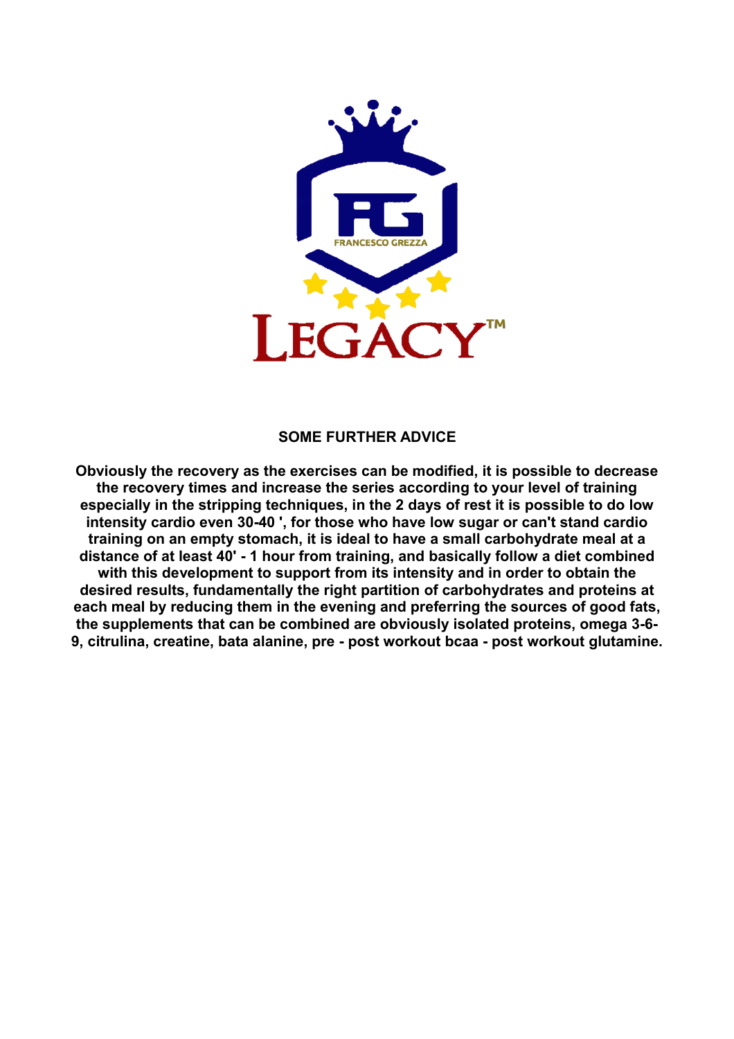## SOME FURTHER ADVICE

**Obviously the recovery as the exercises can be modified, it is possible to decrease the recovery times and increase the series according to your level of training especially in the stripping techniques, in the 2 days of rest it is possible to do low intensity cardio even 30-40 ', for those who have low sugar or can't stand cardio training on an empty stomach, it is ideal to have a small carbohydrate meal at a distance of at least 40' - 1 hour from training, and basically follow a diet combined with this development to support from its intensity and in order to obtain the desired results, fundamentally the right partition of carbohydrates and proteins at each meal by reducing them in the evening and preferring the sources of good fats, the supplements that can be combined are obviously isolated proteins, omega 3-6-9, citrulina, creatine, bata alanine, pre - post workout bcaa - post workout glutamine.**